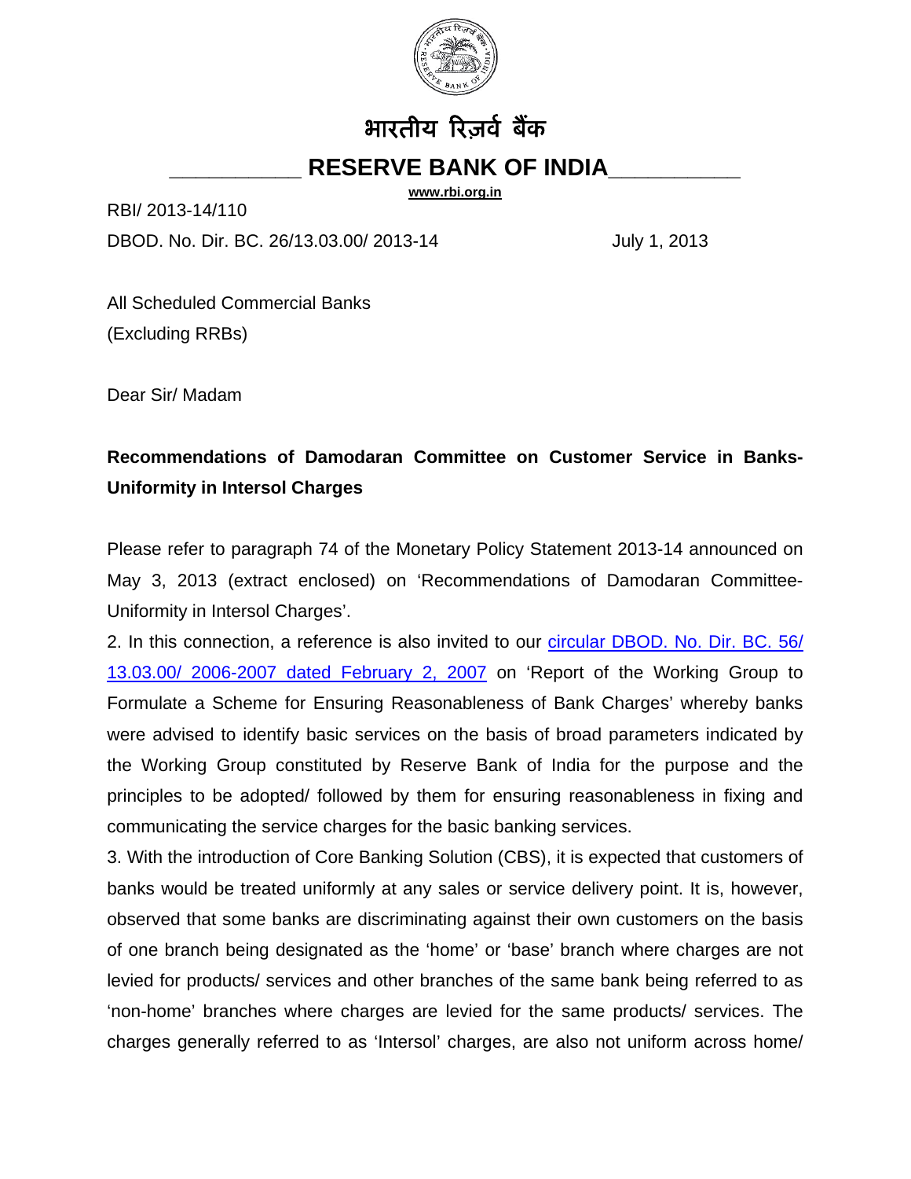# भारतीय रिज़र्व बैंक

## RESERVE BANK OF INDIA

www.rbi.org.in

RBI/ 2013-14/110

DBOD. No. Dir. BC. 26/13.03.00/ 2013-14 July 1, 2013

All Scheduled Commercial Banks
(Excluding RRBs)

Dear Sir/ Madam

**Recommendations of Damodaran Committee on Customer Service in Banks- Uniformity in Intersol Charges**

Please refer to paragraph 74 of the Monetary Policy Statement 2013-14 announced on May 3, 2013 (extract enclosed) on 'Recommendations of Damodaran Committee- Uniformity in Intersol Charges'.

2. In this connection, a reference is also invited to our circular DBOD. No. Dir. BC. 56/ 13.03.00/ 2006-2007 dated February 2, 2007 on 'Report of the Working Group to Formulate a Scheme for Ensuring Reasonableness of Bank Charges' whereby banks were advised to identify basic services on the basis of broad parameters indicated by the Working Group constituted by Reserve Bank of India for the purpose and the principles to be adopted/ followed by them for ensuring reasonableness in fixing and communicating the service charges for the basic banking services.

3. With the introduction of Core Banking Solution (CBS), it is expected that customers of banks would be treated uniformly at any sales or service delivery point. It is, however, observed that some banks are discriminating against their own customers on the basis of one branch being designated as the 'home' or 'base' branch where charges are not levied for products/ services and other branches of the same bank being referred to as 'non-home' branches where charges are levied for the same products/ services. The charges generally referred to as 'Intersol' charges, are also not uniform across home/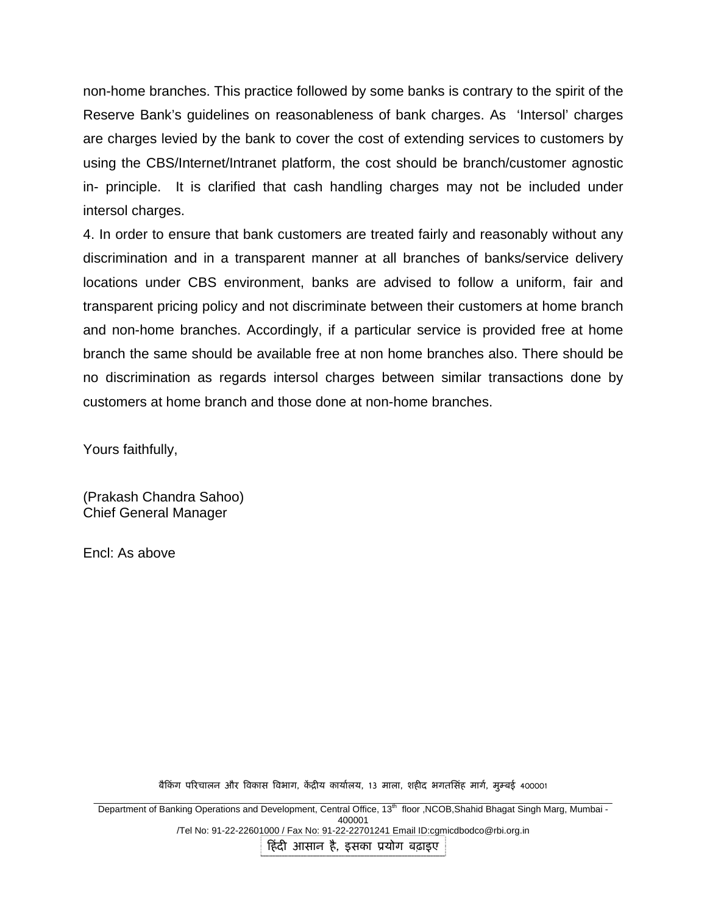non-home branches. This practice followed by some banks is contrary to the spirit of the Reserve Bank's guidelines on reasonableness of bank charges. As 'Intersol' charges are charges levied by the bank to cover the cost of extending services to customers by using the CBS/Internet/Intranet platform, the cost should be branch/customer agnostic in- principle. It is clarified that cash handling charges may not be included under intersol charges.

4. In order to ensure that bank customers are treated fairly and reasonably without any discrimination and in a transparent manner at all branches of banks/service delivery locations under CBS environment, banks are advised to follow a uniform, fair and transparent pricing policy and not discriminate between their customers at home branch and non-home branches. Accordingly, if a particular service is provided free at home branch the same should be available free at non home branches also. There should be no discrimination as regards intersol charges between similar transactions done by customers at home branch and those done at non-home branches.

Yours faithfully,

(Prakash Chandra Sahoo)
Chief General Manager

Encl: As above

बैंकिंग परिचालन और विकास विभाग, केंद्रीय कार्यालय, 13 माला, शहीद भगतसिंह मार्ग, मुम्बई 400001

Department of Banking Operations and Development, Central Office, 13th floor ,NCOB,Shahid Bhagat Singh Marg, Mumbai - 400001
/Tel No: 91-22-22601000 / Fax No: 91-22-22701241 Email ID:cgmicdbodco@rbi.org.in

हिंदी आसान है, इसका प्रयोग बढ़ाइए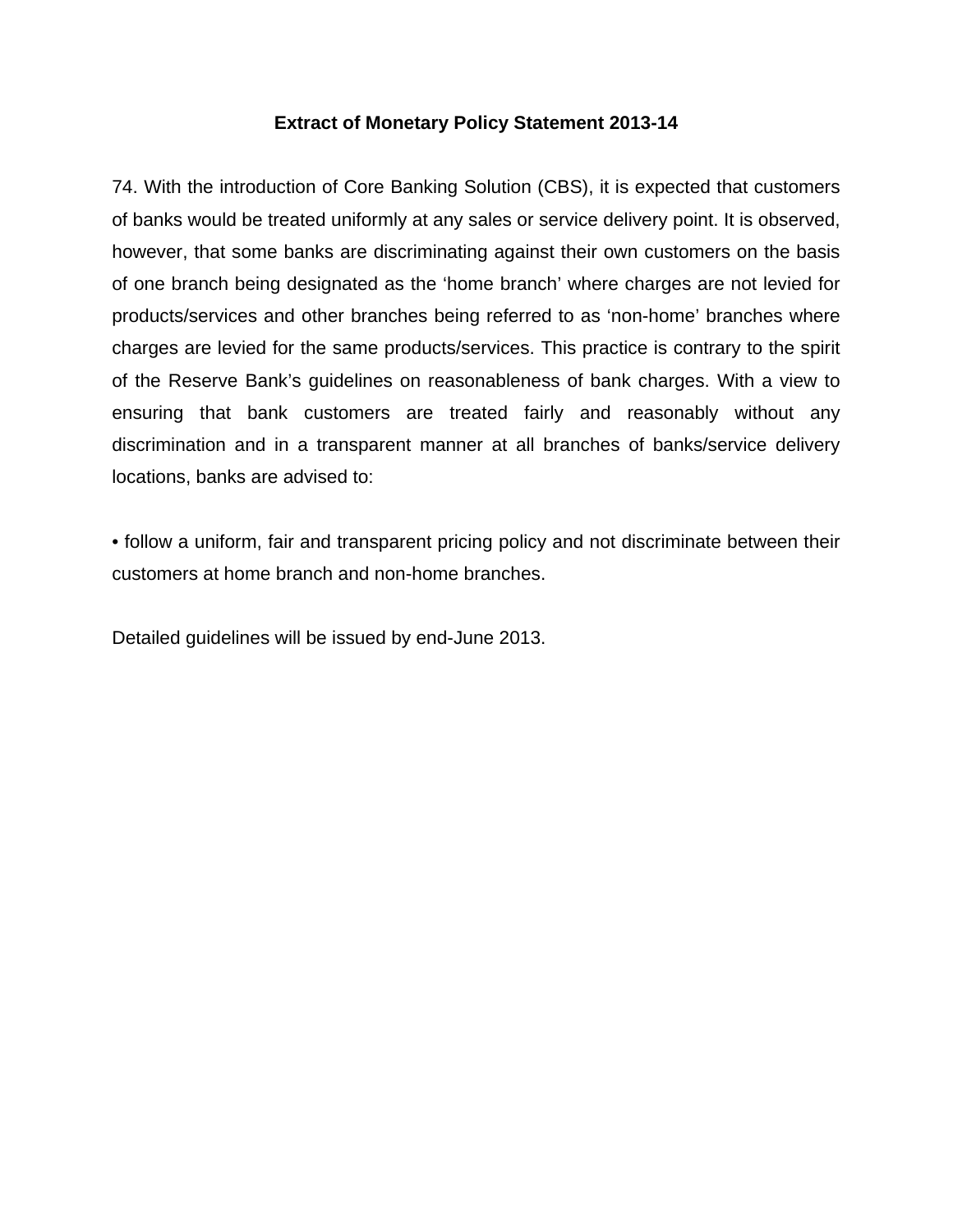# Extract of Monetary Policy Statement 2013-14

74. With the introduction of Core Banking Solution (CBS), it is expected that customers of banks would be treated uniformly at any sales or service delivery point. It is observed, however, that some banks are discriminating against their own customers on the basis of one branch being designated as the 'home branch' where charges are not levied for products/services and other branches being referred to as 'non-home' branches where charges are levied for the same products/services. This practice is contrary to the spirit of the Reserve Bank's guidelines on reasonableness of bank charges. With a view to ensuring that bank customers are treated fairly and reasonably without any discrimination and in a transparent manner at all branches of banks/service delivery locations, banks are advised to:

- follow a uniform, fair and transparent pricing policy and not discriminate between their customers at home branch and non-home branches.

Detailed guidelines will be issued by end-June 2013.